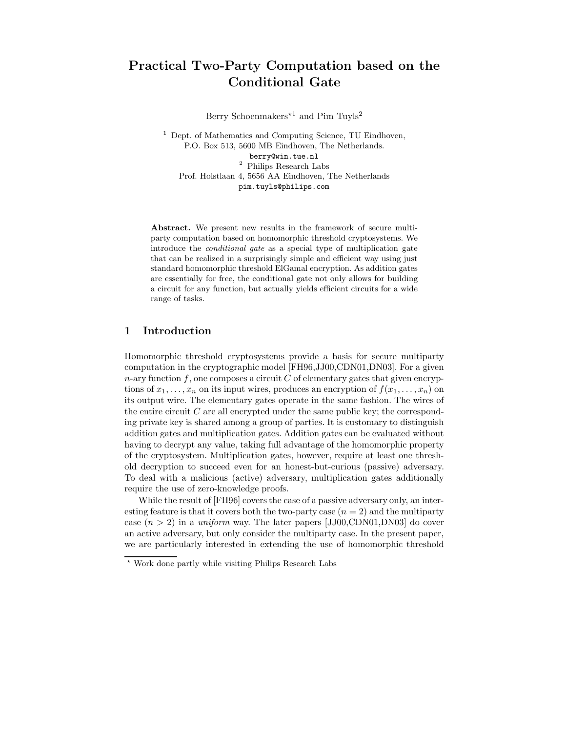# Practical Two-Party Computation based on the Conditional Gate

Berry Schoenmakers*[1] and Pim Tuyls[2]

[1] Dept. of Mathematics and Computing Science, TU Eindhoven, P.O. Box 513, 5600 MB Eindhoven, The Netherlands.
berry@win.tue.nl

[2] Philips Research Labs
Prof. Holstlaan 4, 5656 AA Eindhoven, The Netherlands
pim.tuyls@philips.com

**Abstract.** We present new results in the framework of secure multiparty computation based on homomorphic threshold cryptosystems. We introduce the *conditional gate* as a special type of multiplication gate that can be realized in a surprisingly simple and efficient way using just standard homomorphic threshold ElGamal encryption. As addition gates are essentially for free, the conditional gate not only allows for building a circuit for any function, but actually yields efficient circuits for a wide range of tasks.

## 1 Introduction

Homomorphic threshold cryptosystems provide a basis for secure multiparty computation in the cryptographic model [FH96,JJ00,CDN01,DN03]. For a given $n$-ary function $f$, one composes a circuit $C$ of elementary gates that given encryptions of $x_1, \ldots, x_n$ on its input wires, produces an encryption of $f(x_1, \ldots, x_n)$ on its output wire. The elementary gates operate in the same fashion. The wires of the entire circuit $C$ are all encrypted under the same public key; the corresponding private key is shared among a group of parties. It is customary to distinguish addition gates and multiplication gates. Addition gates can be evaluated without having to decrypt any value, taking full advantage of the homomorphic property of the cryptosystem. Multiplication gates, however, require at least one threshold decryption to succeed even for an honest-but-curious (passive) adversary. To deal with a malicious (active) adversary, multiplication gates additionally require the use of zero-knowledge proofs.

While the result of [FH96] covers the case of a passive adversary only, an interesting feature is that it covers both the two-party case ($n = 2$) and the multiparty case ($n > 2$) in a *uniform* way. The later papers [JJ00,CDN01,DN03] do cover an active adversary, but only consider the multiparty case. In the present paper, we are particularly interested in extending the use of homomorphic threshold

* Work done partly while visiting Philips Research Labs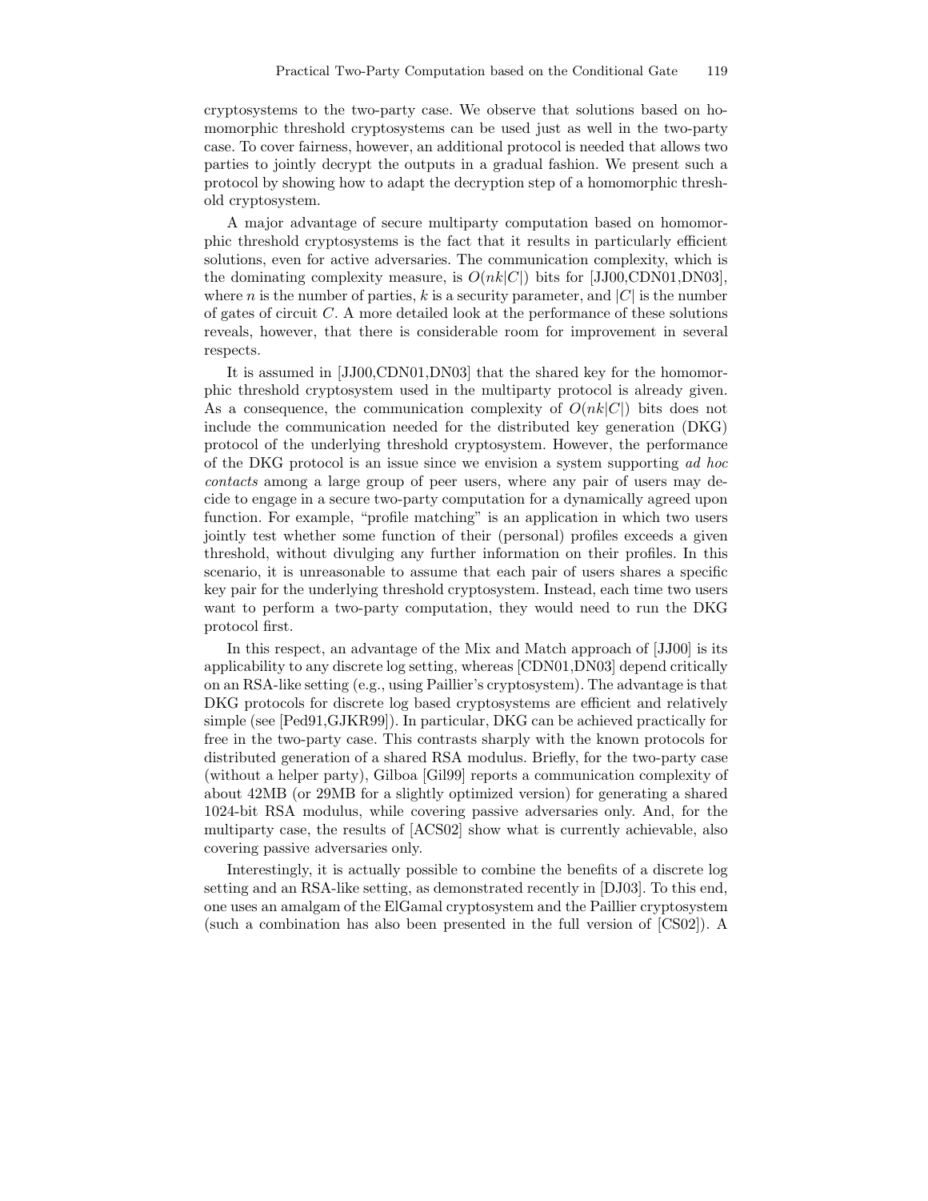cryptosystems to the two-party case. We observe that solutions based on homomorphic threshold cryptosystems can be used just as well in the two-party case. To cover fairness, however, an additional protocol is needed that allows two parties to jointly decrypt the outputs in a gradual fashion. We present such a protocol by showing how to adapt the decryption step of a homomorphic threshold cryptosystem.

A major advantage of secure multiparty computation based on homomorphic threshold cryptosystems is the fact that it results in particularly efficient solutions, even for active adversaries. The communication complexity, which is the dominating complexity measure, is $O(nk|C|)$ bits for [JJ00,CDN01,DN03], where $n$ is the number of parties, $k$ is a security parameter, and $|C|$ is the number of gates of circuit $C$. A more detailed look at the performance of these solutions reveals, however, that there is considerable room for improvement in several respects.

It is assumed in [JJ00,CDN01,DN03] that the shared key for the homomorphic threshold cryptosystem used in the multiparty protocol is already given. As a consequence, the communication complexity of $O(nk|C|)$ bits does not include the communication needed for the distributed key generation (DKG) protocol of the underlying threshold cryptosystem. However, the performance of the DKG protocol is an issue since we envision a system supporting *ad hoc contacts* among a large group of peer users, where any pair of users may decide to engage in a secure two-party computation for a dynamically agreed upon function. For example, "profile matching" is an application in which two users jointly test whether some function of their (personal) profiles exceeds a given threshold, without divulging any further information on their profiles. In this scenario, it is unreasonable to assume that each pair of users shares a specific key pair for the underlying threshold cryptosystem. Instead, each time two users want to perform a two-party computation, they would need to run the DKG protocol first.

In this respect, an advantage of the Mix and Match approach of [JJ00] is its applicability to any discrete log setting, whereas [CDN01,DN03] depend critically on an RSA-like setting (e.g., using Paillier's cryptosystem). The advantage is that DKG protocols for discrete log based cryptosystems are efficient and relatively simple (see [Ped91,GJKR99]). In particular, DKG can be achieved practically for free in the two-party case. This contrasts sharply with the known protocols for distributed generation of a shared RSA modulus. Briefly, for the two-party case (without a helper party), Gilboa [Gil99] reports a communication complexity of about 42MB (or 29MB for a slightly optimized version) for generating a shared 1024-bit RSA modulus, while covering passive adversaries only. And, for the multiparty case, the results of [ACS02] show what is currently achievable, also covering passive adversaries only.

Interestingly, it is actually possible to combine the benefits of a discrete log setting and an RSA-like setting, as demonstrated recently in [DJ03]. To this end, one uses an amalgam of the ElGamal cryptosystem and the Paillier cryptosystem (such a combination has also been presented in the full version of [CS02]). A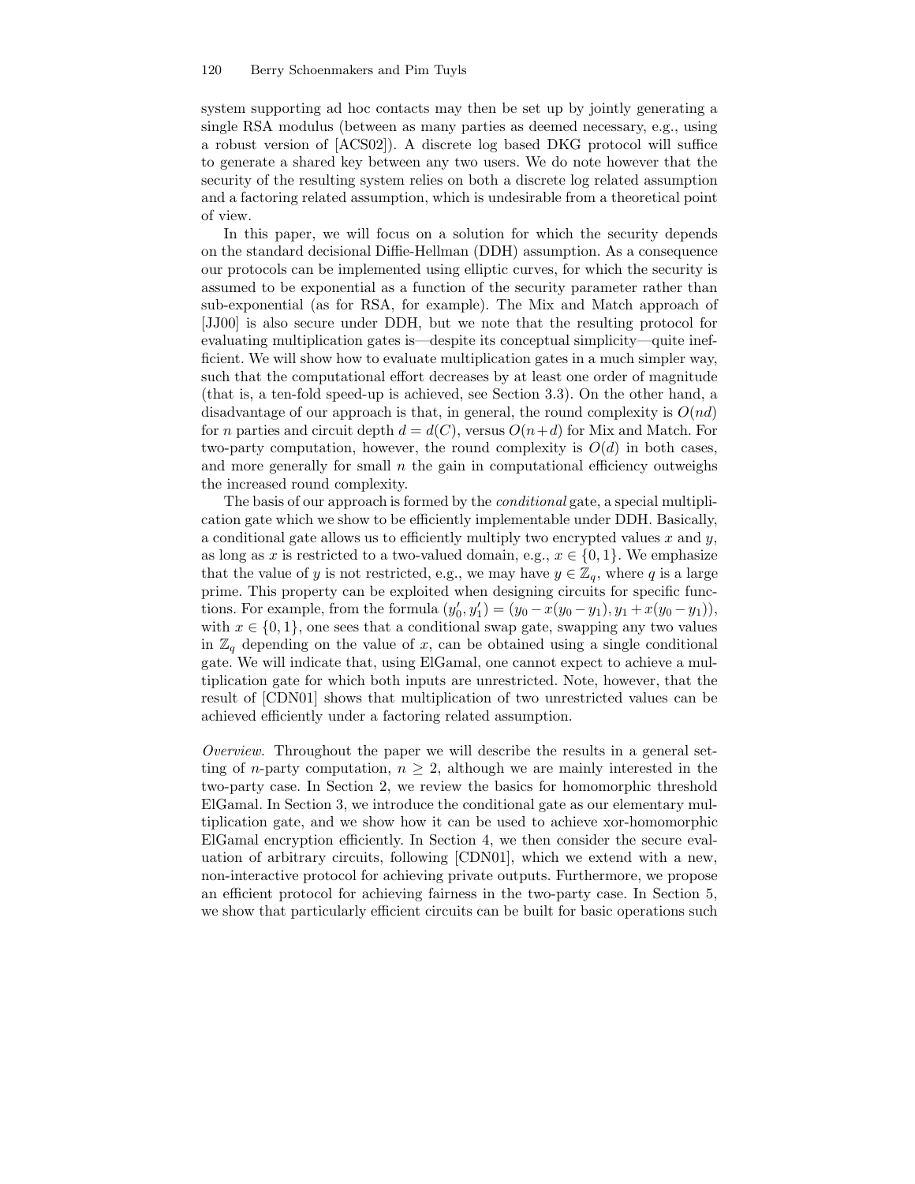system supporting ad hoc contacts may then be set up by jointly generating a single RSA modulus (between as many parties as deemed necessary, e.g., using a robust version of [ACS02]). A discrete log based DKG protocol will suffice to generate a shared key between any two users. We do note however that the security of the resulting system relies on both a discrete log related assumption and a factoring related assumption, which is undesirable from a theoretical point of view.

In this paper, we will focus on a solution for which the security depends on the standard decisional Diffie-Hellman (DDH) assumption. As a consequence our protocols can be implemented using elliptic curves, for which the security is assumed to be exponential as a function of the security parameter rather than sub-exponential (as for RSA, for example). The Mix and Match approach of [JJ00] is also secure under DDH, but we note that the resulting protocol for evaluating multiplication gates is—despite its conceptual simplicity—quite inefficient. We will show how to evaluate multiplication gates in a much simpler way, such that the computational effort decreases by at least one order of magnitude (that is, a ten-fold speed-up is achieved, see Section 3.3). On the other hand, a disadvantage of our approach is that, in general, the round complexity is $O(nd)$ for $n$ parties and circuit depth $d = d(C)$, versus $O(n+d)$ for Mix and Match. For two-party computation, however, the round complexity is $O(d)$ in both cases, and more generally for small $n$ the gain in computational efficiency outweighs the increased round complexity.

The basis of our approach is formed by the *conditional* gate, a special multiplication gate which we show to be efficiently implementable under DDH. Basically, a conditional gate allows us to efficiently multiply two encrypted values $x$ and $y$, as long as $x$ is restricted to a two-valued domain, e.g., $x \in \{0, 1\}$. We emphasize that the value of $y$ is not restricted, e.g., we may have $y \in \mathbb{Z}_q$, where $q$ is a large prime. This property can be exploited when designing circuits for specific functions. For example, from the formula $(y_0', y_1') = (y_0 - x(y_0 - y_1), y_1 + x(y_0 - y_1))$, with $x \in \{0, 1\}$, one sees that a conditional swap gate, swapping any two values in $\mathbb{Z}_q$ depending on the value of $x$, can be obtained using a single conditional gate. We will indicate that, using ElGamal, one cannot expect to achieve a multiplication gate for which both inputs are unrestricted. Note, however, that the result of [CDN01] shows that multiplication of two unrestricted values can be achieved efficiently under a factoring related assumption.

*Overview.* Throughout the paper we will describe the results in a general setting of $n$-party computation, $n \geq 2$, although we are mainly interested in the two-party case. In Section 2, we review the basics for homomorphic threshold ElGamal. In Section 3, we introduce the conditional gate as our elementary multiplication gate, and we show how it can be used to achieve xor-homomorphic ElGamal encryption efficiently. In Section 4, we then consider the secure evaluation of arbitrary circuits, following [CDN01], which we extend with a new, non-interactive protocol for achieving private outputs. Furthermore, we propose an efficient protocol for achieving fairness in the two-party case. In Section 5, we show that particularly efficient circuits can be built for basic operations such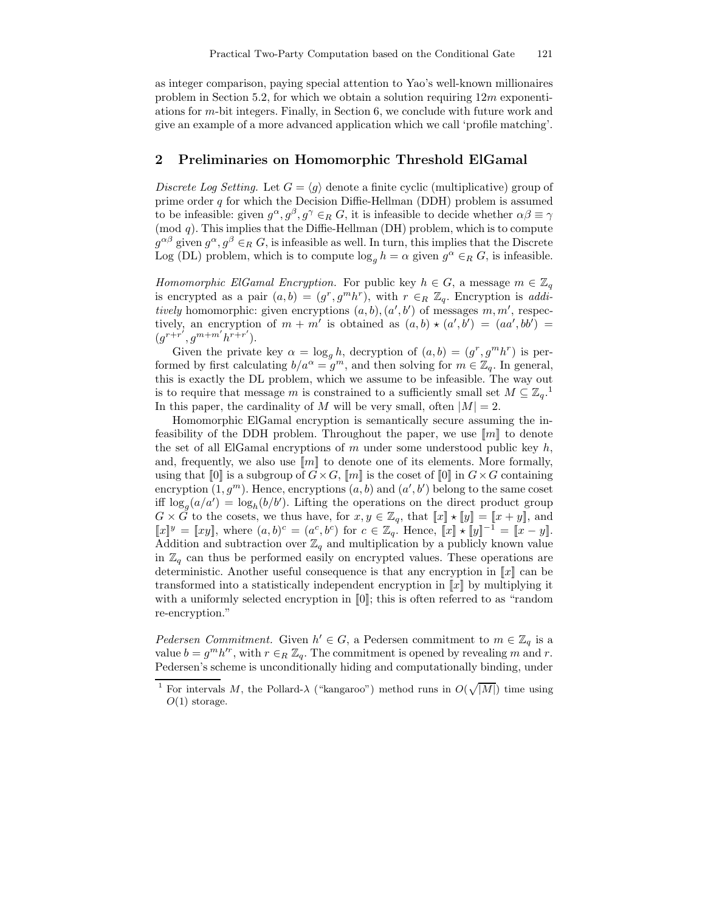as integer comparison, paying special attention to Yao's well-known millionaires problem in Section 5.2, for which we obtain a solution requiring $12m$ exponentiations for $m$-bit integers. Finally, in Section 6, we conclude with future work and give an example of a more advanced application which we call 'profile matching'.

## 2 Preliminaries on Homomorphic Threshold ElGamal

*Discrete Log Setting.* Let $G = \langle g \rangle$ denote a finite cyclic (multiplicative) group of prime order $q$ for which the Decision Diffie-Hellman (DDH) problem is assumed to be infeasible: given $g^\alpha, g^\beta, g^\gamma \in_R G$, it is infeasible to decide whether $\alpha\beta \equiv \gamma \pmod{q}$. This implies that the Diffie-Hellman (DH) problem, which is to compute $g^{\alpha\beta}$ given $g^\alpha, g^\beta \in_R G$, is infeasible as well. In turn, this implies that the Discrete Log (DL) problem, which is to compute $\log_g h = \alpha$ given $g^\alpha \in_R G$, is infeasible.

*Homomorphic ElGamal Encryption.* For public key $h \in G$, a message $m \in \mathbb{Z}_q$ is encrypted as a pair $(a, b) = (g^r, g^m h^r)$, with $r \in_R \mathbb{Z}_q$. Encryption is *additively* homomorphic: given encryptions $(a, b), (a', b')$ of messages $m, m'$, respectively, an encryption of $m + m'$ is obtained as $(a, b) \star (a', b') = (aa', bb') = (g^{r+r'}, g^{m+m'} h^{r+r'})$.

Given the private key $\alpha = \log_g h$, decryption of $(a, b) = (g^r, g^m h^r)$ is performed by first calculating $b/a^\alpha = g^m$, and then solving for $m \in \mathbb{Z}_q$. In general, this is exactly the DL problem, which we assume to be infeasible. The way out is to require that message $m$ is constrained to a sufficiently small set $M \subseteq \mathbb{Z}_q$.[1] In this paper, the cardinality of $M$ will be very small, often $|M| = 2$.

Homomorphic ElGamal encryption is semantically secure assuming the infeasibility of the DDH problem. Throughout the paper, we use $[\![m]\!]$ to denote the set of all ElGamal encryptions of $m$ under some understood public key $h$, and, frequently, we also use $[\![m]\!]$ to denote one of its elements. More formally, using that $[\![0]\!]$ is a subgroup of $G \times G$, $[\![m]\!]$ is the coset of $[\![0]\!]$ in $G \times G$ containing encryption $(1, g^m)$. Hence, encryptions $(a, b)$ and $(a', b')$ belong to the same coset iff $\log_g(a/a') = \log_h(b/b')$. Lifting the operations on the direct product group $G \times G$ to the cosets, we thus have, for $x, y \in \mathbb{Z}_q$, that $[\![x]\!] \star [\![y]\!] = [\![x + y]\!]$, and $[\![x]\!]^y = [\![xy]\!]$, where $(a, b)^c = (a^c, b^c)$ for $c \in \mathbb{Z}_q$. Hence, $[\![x]\!] \star [\![y]\!]^{-1} = [\![x - y]\!]$. Addition and subtraction over $\mathbb{Z}_q$ and multiplication by a publicly known value in $\mathbb{Z}_q$ can thus be performed easily on encrypted values. These operations are deterministic. Another useful consequence is that any encryption in $[\![x]\!]$ can be transformed into a statistically independent encryption in $[\![x]\!]$ by multiplying it with a uniformly selected encryption in $[\![0]\!]$; this is often referred to as "random re-encryption."

*Pedersen Commitment.* Given $h' \in G$, a Pedersen commitment to $m \in \mathbb{Z}_q$ is a value $b = g^m h'^r$, with $r \in_R \mathbb{Z}_q$. The commitment is opened by revealing $m$ and $r$. Pedersen's scheme is unconditionally hiding and computationally binding, under

[1] For intervals $M$, the Pollard-$\lambda$ ("kangaroo") method runs in $O(\sqrt{|M|})$ time using $O(1)$ storage.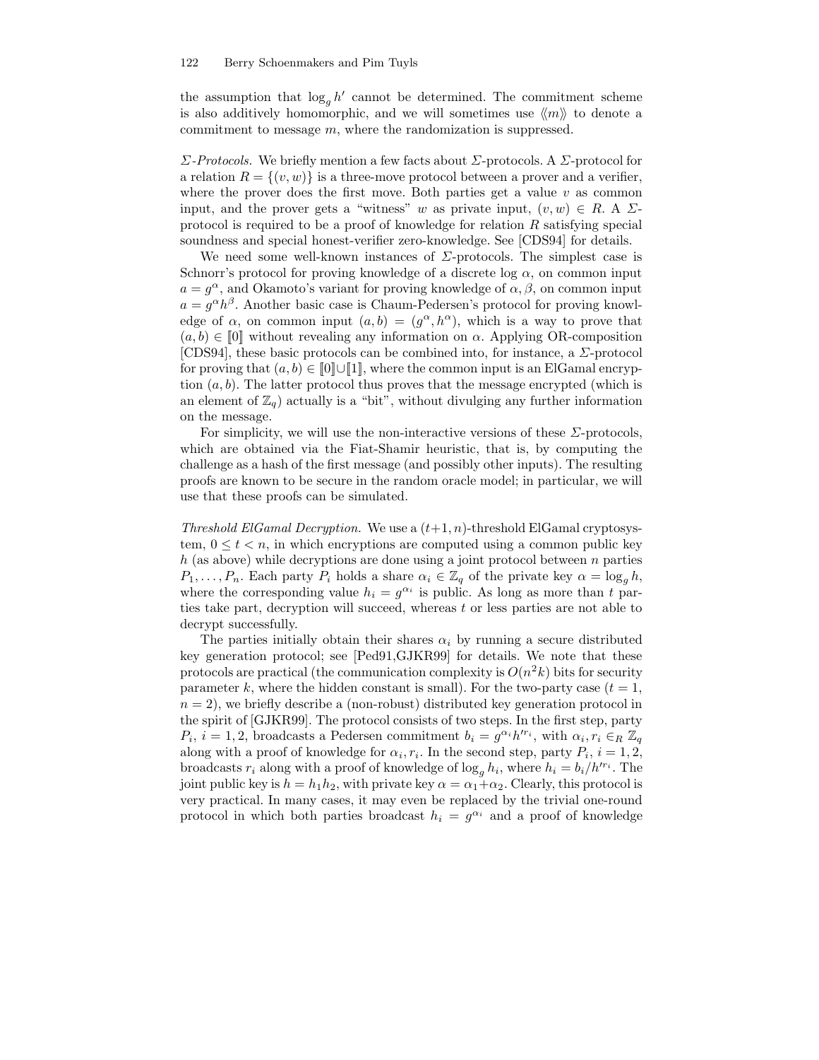the assumption that $\log_g h'$ cannot be determined. The commitment scheme is also additively homomorphic, and we will sometimes use $\langle\!\langle m \rangle\!\rangle$ to denote a commitment to message $m$, where the randomization is suppressed.

*Σ-Protocols.* We briefly mention a few facts about $\Sigma$-protocols. A $\Sigma$-protocol for a relation $R = \{(v, w)\}$ is a three-move protocol between a prover and a verifier, where the prover does the first move. Both parties get a value $v$ as common input, and the prover gets a "witness" $w$ as private input, $(v, w) \in R$. A $\Sigma$-protocol is required to be a proof of knowledge for relation $R$ satisfying special soundness and special honest-verifier zero-knowledge. See [CDS94] for details.

We need some well-known instances of $\Sigma$-protocols. The simplest case is Schnorr's protocol for proving knowledge of a discrete log $\alpha$, on common input $a = g^\alpha$, and Okamoto's variant for proving knowledge of $\alpha, \beta$, on common input $a = g^\alpha h^\beta$. Another basic case is Chaum-Pedersen's protocol for proving knowledge of $\alpha$, on common input $(a, b) = (g^\alpha, h^\alpha)$, which is a way to prove that $(a, b) \in [\![0]\!]$ without revealing any information on $\alpha$. Applying OR-composition [CDS94], these basic protocols can be combined into, for instance, a $\Sigma$-protocol for proving that $(a, b) \in [\![0]\!] \cup [\![1]\!]$, where the common input is an ElGamal encryption $(a, b)$. The latter protocol thus proves that the message encrypted (which is an element of $\mathbb{Z}_q$) actually is a "bit", without divulging any further information on the message.

For simplicity, we will use the non-interactive versions of these $\Sigma$-protocols, which are obtained via the Fiat-Shamir heuristic, that is, by computing the challenge as a hash of the first message (and possibly other inputs). The resulting proofs are known to be secure in the random oracle model; in particular, we will use that these proofs can be simulated.

*Threshold ElGamal Decryption.* We use a $(t+1, n)$-threshold ElGamal cryptosystem, $0 \leq t < n$, in which encryptions are computed using a common public key $h$ (as above) while decryptions are done using a joint protocol between $n$ parties $P_1, \ldots, P_n$. Each party $P_i$ holds a share $\alpha_i \in \mathbb{Z}_q$ of the private key $\alpha = \log_g h$, where the corresponding value $h_i = g^{\alpha_i}$ is public. As long as more than $t$ parties take part, decryption will succeed, whereas $t$ or less parties are not able to decrypt successfully.

The parties initially obtain their shares $\alpha_i$ by running a secure distributed key generation protocol; see [Ped91,GJKR99] for details. We note that these protocols are practical (the communication complexity is $O(n^2 k)$ bits for security parameter $k$, where the hidden constant is small). For the two-party case ($t = 1$, $n = 2$), we briefly describe a (non-robust) distributed key generation protocol in the spirit of [GJKR99]. The protocol consists of two steps. In the first step, party $P_i$, $i = 1, 2$, broadcasts a Pedersen commitment $b_i = g^{\alpha_i} h'^{r_i}$, with $\alpha_i, r_i \in_R \mathbb{Z}_q$ along with a proof of knowledge for $\alpha_i, r_i$. In the second step, party $P_i$, $i = 1, 2$, broadcasts $r_i$ along with a proof of knowledge of $\log_g h_i$, where $h_i = b_i / h'^{r_i}$. The joint public key is $h = h_1 h_2$, with private key $\alpha = \alpha_1 + \alpha_2$. Clearly, this protocol is very practical. In many cases, it may even be replaced by the trivial one-round protocol in which both parties broadcast $h_i = g^{\alpha_i}$ and a proof of knowledge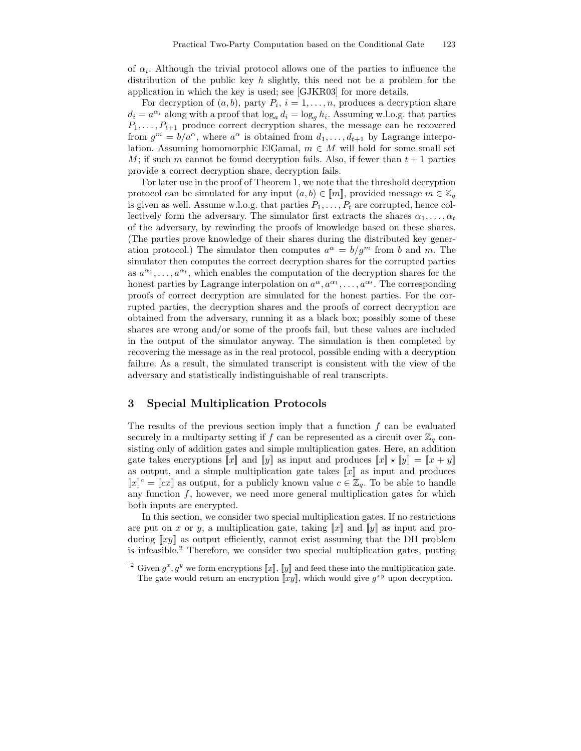of $\alpha_i$. Although the trivial protocol allows one of the parties to influence the distribution of the public key $h$ slightly, this need not be a problem for the application in which the key is used; see [GJKR03] for more details.

For decryption of $(a, b)$, party $P_i$, $i = 1, \ldots, n$, produces a decryption share $d_i = a^{\alpha_i}$ along with a proof that $\log_a d_i = \log_g h_i$. Assuming w.l.o.g. that parties $P_1, \ldots, P_{t+1}$ produce correct decryption shares, the message can be recovered from $g^m = b/a^\alpha$, where $a^\alpha$ is obtained from $d_1, \ldots, d_{t+1}$ by Lagrange interpolation. Assuming homomorphic ElGamal, $m \in M$ will hold for some small set $M$; if such $m$ cannot be found decryption fails. Also, if fewer than $t + 1$ parties provide a correct decryption share, decryption fails.

For later use in the proof of Theorem 1, we note that the threshold decryption protocol can be simulated for any input $(a, b) \in [\![m]\!]$, provided message $m \in \mathbb{Z}_q$ is given as well. Assume w.l.o.g. that parties $P_1, \ldots, P_t$ are corrupted, hence collectively form the adversary. The simulator first extracts the shares $\alpha_1, \ldots, \alpha_t$ of the adversary, by rewinding the proofs of knowledge based on these shares. (The parties prove knowledge of their shares during the distributed key generation protocol.) The simulator then computes $a^\alpha = b/g^m$ from $b$ and $m$. The simulator then computes the correct decryption shares for the corrupted parties as $a^{\alpha_1}, \ldots, a^{\alpha_t}$, which enables the computation of the decryption shares for the honest parties by Lagrange interpolation on $a^\alpha, a^{\alpha_1}, \ldots, a^{\alpha_t}$. The corresponding proofs of correct decryption are simulated for the honest parties. For the corrupted parties, the decryption shares and the proofs of correct decryption are obtained from the adversary, running it as a black box; possibly some of these shares are wrong and/or some of the proofs fail, but these values are included in the output of the simulator anyway. The simulation is then completed by recovering the message as in the real protocol, possible ending with a decryption failure. As a result, the simulated transcript is consistent with the view of the adversary and statistically indistinguishable of real transcripts.

## 3 Special Multiplication Protocols

The results of the previous section imply that a function $f$ can be evaluated securely in a multiparty setting if $f$ can be represented as a circuit over $\mathbb{Z}_q$ consisting only of addition gates and simple multiplication gates. Here, an addition gate takes encryptions $[\![x]\!]$ and $[\![y]\!]$ as input and produces $[\![x]\!] \star [\![y]\!] = [\![x + y]\!]$ as output, and a simple multiplication gate takes $[\![x]\!]$ as input and produces $[\![x]\!]^c = [\![cx]\!]$ as output, for a publicly known value $c \in \mathbb{Z}_q$. To be able to handle any function $f$, however, we need more general multiplication gates for which both inputs are encrypted.

In this section, we consider two special multiplication gates. If no restrictions are put on $x$ or $y$, a multiplication gate, taking $[\![x]\!]$ and $[\![y]\!]$ as input and producing $[\![xy]\!]$ as output efficiently, cannot exist assuming that the DH problem is infeasible.[2] Therefore, we consider two special multiplication gates, putting

[2] Given $g^x, g^y$ we form encryptions $[\![x]\!]$, $[\![y]\!]$ and feed these into the multiplication gate. The gate would return an encryption $[\![xy]\!]$, which would give $g^{xy}$ upon decryption.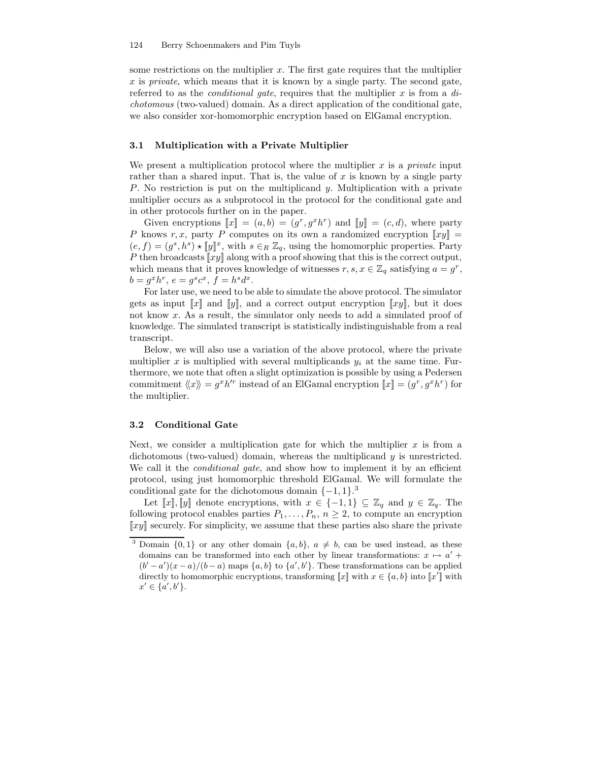some restrictions on the multiplier $x$. The first gate requires that the multiplier $x$ is *private*, which means that it is known by a single party. The second gate, referred to as the *conditional gate*, requires that the multiplier $x$ is from a *dichotomous* (two-valued) domain. As a direct application of the conditional gate, we also consider xor-homomorphic encryption based on ElGamal encryption.

### 3.1 Multiplication with a Private Multiplier

We present a multiplication protocol where the multiplier $x$ is a *private* input rather than a shared input. That is, the value of $x$ is known by a single party $P$. No restriction is put on the multiplicand $y$. Multiplication with a private multiplier occurs as a subprotocol in the protocol for the conditional gate and in other protocols further on in the paper.

Given encryptions $[\![x]\!] = (a, b) = (g^r, g^x h^r)$ and $[\![y]\!] = (c, d)$, where party $P$ knows $r, x$, party $P$ computes on its own a randomized encryption $[\![xy]\!] = (e, f) = (g^s, h^s) \star [\![y]\!]^x$, with $s \in_R \mathbb{Z}_q$, using the homomorphic properties. Party $P$ then broadcasts $[\![xy]\!]$ along with a proof showing that this is the correct output, which means that it proves knowledge of witnesses $r, s, x \in \mathbb{Z}_q$ satisfying $a = g^r$, $b = g^x h^r$, $e = g^s c^x$, $f = h^s d^x$.

For later use, we need to be able to simulate the above protocol. The simulator gets as input $[\![x]\!]$ and $[\![y]\!]$, and a correct output encryption $[\![xy]\!]$, but it does not know $x$. As a result, the simulator only needs to add a simulated proof of knowledge. The simulated transcript is statistically indistinguishable from a real transcript.

Below, we will also use a variation of the above protocol, where the private multiplier $x$ is multiplied with several multiplicands $y_i$ at the same time. Furthermore, we note that often a slight optimization is possible by using a Pedersen commitment $\langle\!\langle x \rangle\!\rangle = g^x h'^r$ instead of an ElGamal encryption $[\![x]\!] = (g^r, g^x h^r)$ for the multiplier.

### 3.2 Conditional Gate

Next, we consider a multiplication gate for which the multiplier $x$ is from a dichotomous (two-valued) domain, whereas the multiplicand $y$ is unrestricted. We call it the *conditional gate*, and show how to implement it by an efficient protocol, using just homomorphic threshold ElGamal. We will formulate the conditional gate for the dichotomous domain $\{-1, 1\}$.[3]

Let $[\![x]\!], [\![y]\!]$ denote encryptions, with $x \in \{-1, 1\} \subseteq \mathbb{Z}_q$ and $y \in \mathbb{Z}_q$. The following protocol enables parties $P_1, \ldots, P_n$, $n \geq 2$, to compute an encryption $[\![xy]\!]$ securely. For simplicity, we assume that these parties also share the private

[3] Domain $\{0, 1\}$ or any other domain $\{a, b\}$, $a \neq b$, can be used instead, as these domains can be transformed into each other by linear transformations: $x \mapsto a' + (b' - a')(x - a)/(b - a)$ maps $\{a, b\}$ to $\{a', b'\}$. These transformations can be applied directly to homomorphic encryptions, transforming $[\![x]\!]$ with $x \in \{a, b\}$ into $[\![x']\!]$ with $x' \in \{a', b'\}$.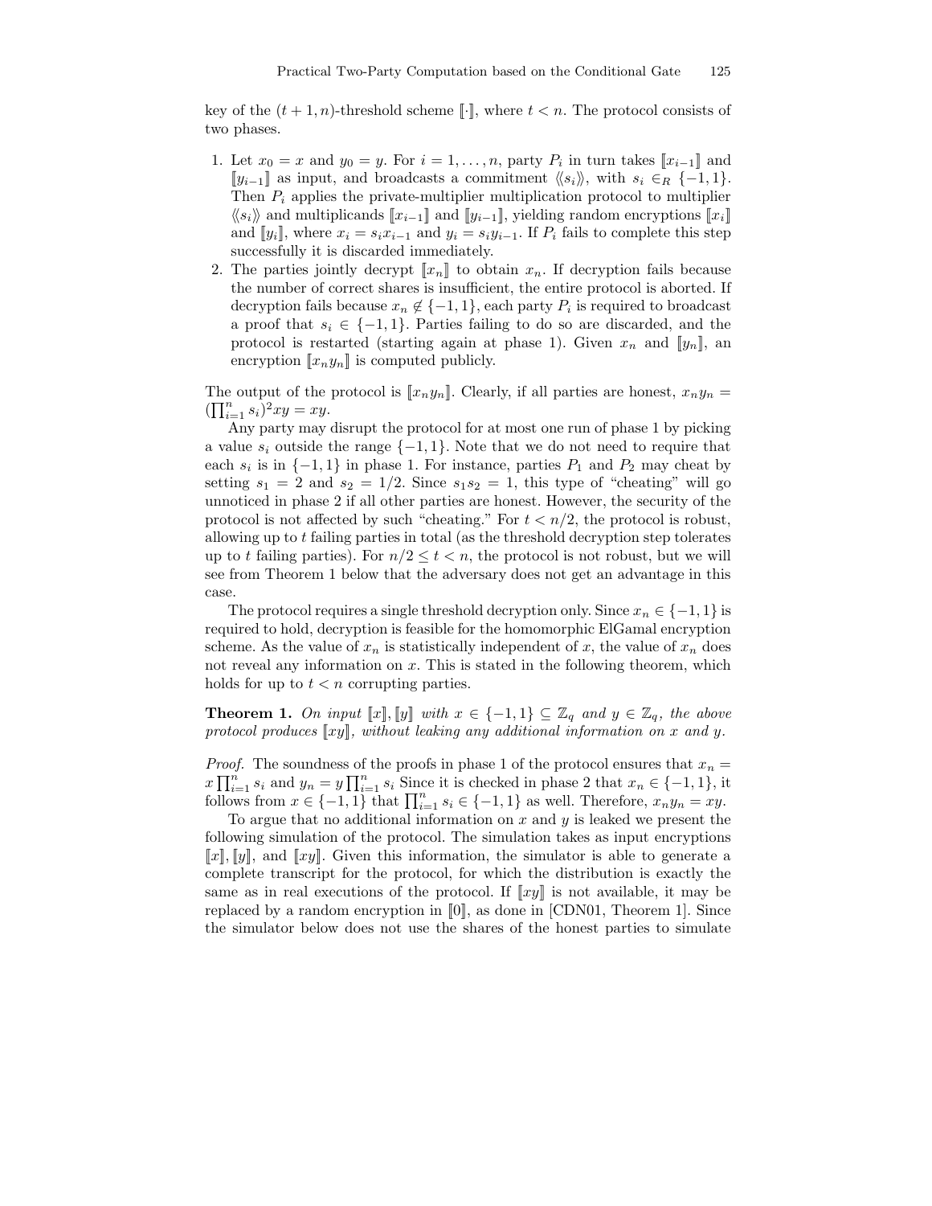key of the $(t+1,n)$-threshold scheme $[\![\cdot]\!]$, where $t < n$. The protocol consists of two phases.

1. Let $x_0 = x$ and $y_0 = y$. For $i = 1, \ldots, n$, party $P_i$ in turn takes $[\![x_{i-1}]\!]$ and $[\![y_{i-1}]\!]$ as input, and broadcasts a commitment $\langle\!\langle s_i \rangle\!\rangle$, with $s_i \in_R \{-1, 1\}$. Then $P_i$ applies the private-multiplier multiplication protocol to multiplier $\langle\!\langle s_i \rangle\!\rangle$ and multiplicands $[\![x_{i-1}]\!]$ and $[\![y_{i-1}]\!]$, yielding random encryptions $[\![x_i]\!]$ and $[\![y_i]\!]$, where $x_i = s_i x_{i-1}$ and $y_i = s_i y_{i-1}$. If $P_i$ fails to complete this step successfully it is discarded immediately.
2. The parties jointly decrypt $[\![x_n]\!]$ to obtain $x_n$. If decryption fails because the number of correct shares is insufficient, the entire protocol is aborted. If decryption fails because $x_n \notin \{-1, 1\}$, each party $P_i$ is required to broadcast a proof that $s_i \in \{-1, 1\}$. Parties failing to do so are discarded, and the protocol is restarted (starting again at phase 1). Given $x_n$ and $[\![y_n]\!]$, an encryption $[\![x_n y_n]\!]$ is computed publicly.

The output of the protocol is $[\![x_n y_n]\!]$. Clearly, if all parties are honest, $x_n y_n = (\prod_{i=1}^n s_i)^2 xy = xy$.

Any party may disrupt the protocol for at most one run of phase 1 by picking a value $s_i$ outside the range $\{-1, 1\}$. Note that we do not need to require that each $s_i$ is in $\{-1, 1\}$ in phase 1. For instance, parties $P_1$ and $P_2$ may cheat by setting $s_1 = 2$ and $s_2 = 1/2$. Since $s_1 s_2 = 1$, this type of "cheating" will go unnoticed in phase 2 if all other parties are honest. However, the security of the protocol is not affected by such "cheating." For $t < n/2$, the protocol is robust, allowing up to $t$ failing parties in total (as the threshold decryption step tolerates up to $t$ failing parties). For $n/2 \leq t < n$, the protocol is not robust, but we will see from Theorem 1 below that the adversary does not get an advantage in this case.

The protocol requires a single threshold decryption only. Since $x_n \in \{-1, 1\}$ is required to hold, decryption is feasible for the homomorphic ElGamal encryption scheme. As the value of $x_n$ is statistically independent of $x$, the value of $x_n$ does not reveal any information on $x$. This is stated in the following theorem, which holds for up to $t < n$ corrupting parties.

**Theorem 1.** *On input $[\![x]\!], [\![y]\!]$ with $x \in \{-1, 1\} \subseteq \mathbb{Z}_q$ and $y \in \mathbb{Z}_q$, the above protocol produces $[\![xy]\!]$, without leaking any additional information on $x$ and $y$.*

*Proof.* The soundness of the proofs in phase 1 of the protocol ensures that $x_n = x \prod_{i=1}^n s_i$ and $y_n = y \prod_{i=1}^n s_i$ Since it is checked in phase 2 that $x_n \in \{-1, 1\}$, it follows from $x \in \{-1, 1\}$ that $\prod_{i=1}^n s_i \in \{-1, 1\}$ as well. Therefore, $x_n y_n = xy$.

To argue that no additional information on $x$ and $y$ is leaked we present the following simulation of the protocol. The simulation takes as input encryptions $[\![x]\!], [\![y]\!]$, and $[\![xy]\!]$. Given this information, the simulator is able to generate a complete transcript for the protocol, for which the distribution is exactly the same as in real executions of the protocol. If $[\![xy]\!]$ is not available, it may be replaced by a random encryption in $[\![0]\!]$, as done in [CDN01, Theorem 1]. Since the simulator below does not use the shares of the honest parties to simulate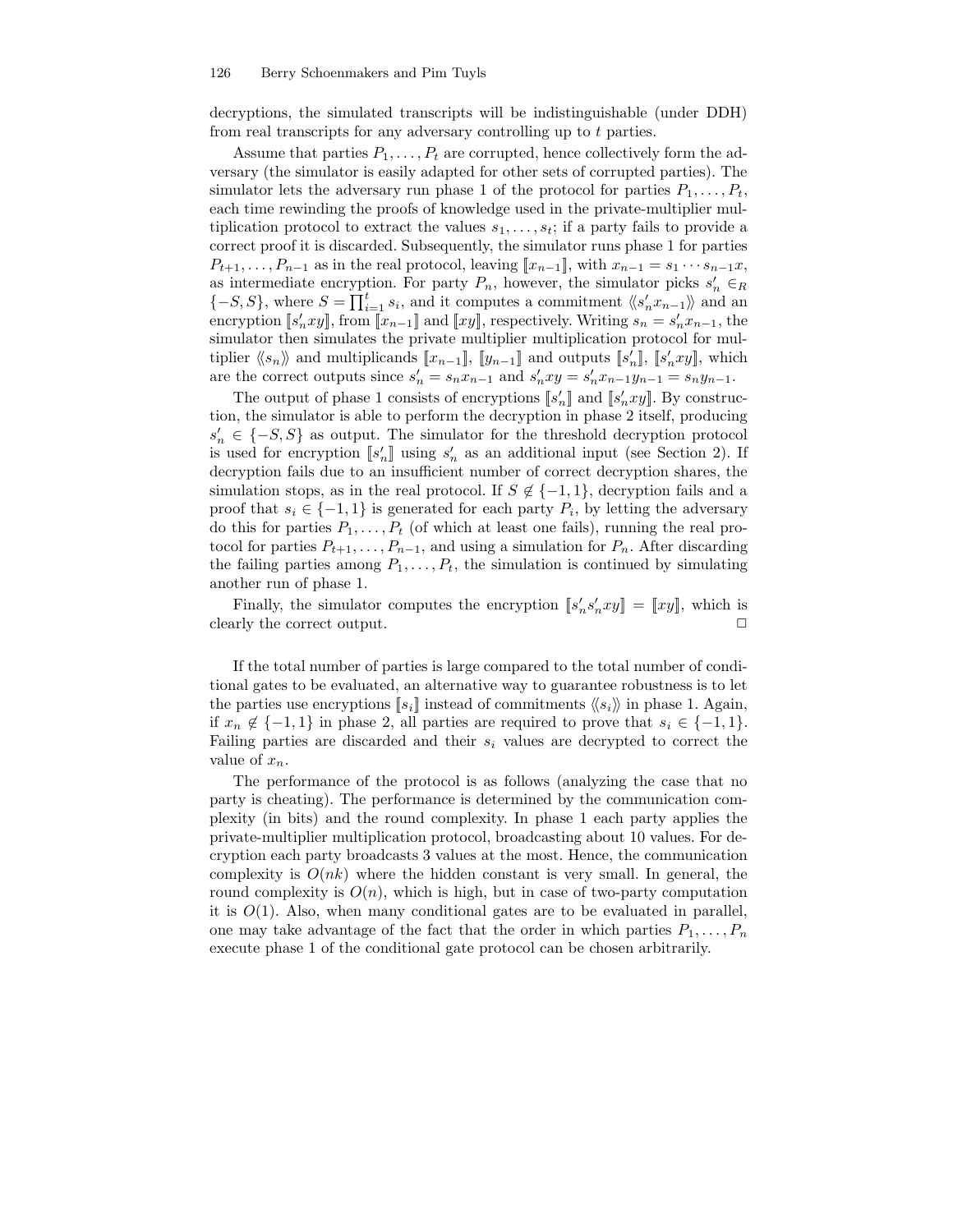decryptions, the simulated transcripts will be indistinguishable (under DDH) from real transcripts for any adversary controlling up to $t$ parties.

Assume that parties $P_1, \ldots, P_t$ are corrupted, hence collectively form the adversary (the simulator is easily adapted for other sets of corrupted parties). The simulator lets the adversary run phase 1 of the protocol for parties $P_1, \ldots, P_t$, each time rewinding the proofs of knowledge used in the private-multiplier multiplication protocol to extract the values $s_1, \ldots, s_t$; if a party fails to provide a correct proof it is discarded. Subsequently, the simulator runs phase 1 for parties $P_{t+1}, \ldots, P_{n-1}$ as in the real protocol, leaving $[\![x_{n-1}]\!]$, with $x_{n-1} = s_1 \cdots s_{n-1}x$, as intermediate encryption. For party $P_n$, however, the simulator picks $s'_n \in_R \{-S, S\}$, where $S = \prod_{i=1}^{t} s_i$, and it computes a commitment $\langle\!\langle s'_n x_{n-1} \rangle\!\rangle$ and an encryption $[\![s'_n xy]\!]$, from $[\![x_{n-1}]\!]$ and $[\![xy]\!]$, respectively. Writing $s_n = s'_n x_{n-1}$, the simulator then simulates the private multiplier multiplication protocol for multiplier $\langle\!\langle s_n \rangle\!\rangle$ and multiplicands $[\![x_{n-1}]\!]$, $[\![y_{n-1}]\!]$ and outputs $[\![s'_n]\!]$, $[\![s'_n xy]\!]$, which are the correct outputs since $s'_n = s_n x_{n-1}$ and $s'_n xy = s'_n x_{n-1} y_{n-1} = s_n y_{n-1}$.

The output of phase 1 consists of encryptions $[\![s'_n]\!]$ and $[\![s'_n xy]\!]$. By construction, the simulator is able to perform the decryption in phase 2 itself, producing $s'_n \in \{-S, S\}$ as output. The simulator for the threshold decryption protocol is used for encryption $[\![s'_n]\!]$ using $s'_n$ as an additional input (see Section 2). If decryption fails due to an insufficient number of correct decryption shares, the simulation stops, as in the real protocol. If $S \notin \{-1, 1\}$, decryption fails and a proof that $s_i \in \{-1, 1\}$ is generated for each party $P_i$, by letting the adversary do this for parties $P_1, \ldots, P_t$ (of which at least one fails), running the real protocol for parties $P_{t+1}, \ldots, P_{n-1}$, and using a simulation for $P_n$. After discarding the failing parties among $P_1, \ldots, P_t$, the simulation is continued by simulating another run of phase 1.

Finally, the simulator computes the encryption $[\![s'_n s'_n xy]\!] = [\![xy]\!]$, which is clearly the correct output. □

If the total number of parties is large compared to the total number of conditional gates to be evaluated, an alternative way to guarantee robustness is to let the parties use encryptions $[\![s_i]\!]$ instead of commitments $\langle\!\langle s_i \rangle\!\rangle$ in phase 1. Again, if $x_n \notin \{-1, 1\}$ in phase 2, all parties are required to prove that $s_i \in \{-1, 1\}$. Failing parties are discarded and their $s_i$ values are decrypted to correct the value of $x_n$.

The performance of the protocol is as follows (analyzing the case that no party is cheating). The performance is determined by the communication complexity (in bits) and the round complexity. In phase 1 each party applies the private-multiplier multiplication protocol, broadcasting about 10 values. For decryption each party broadcasts 3 values at the most. Hence, the communication complexity is $O(nk)$ where the hidden constant is very small. In general, the round complexity is $O(n)$, which is high, but in case of two-party computation it is $O(1)$. Also, when many conditional gates are to be evaluated in parallel, one may take advantage of the fact that the order in which parties $P_1, \ldots, P_n$ execute phase 1 of the conditional gate protocol can be chosen arbitrarily.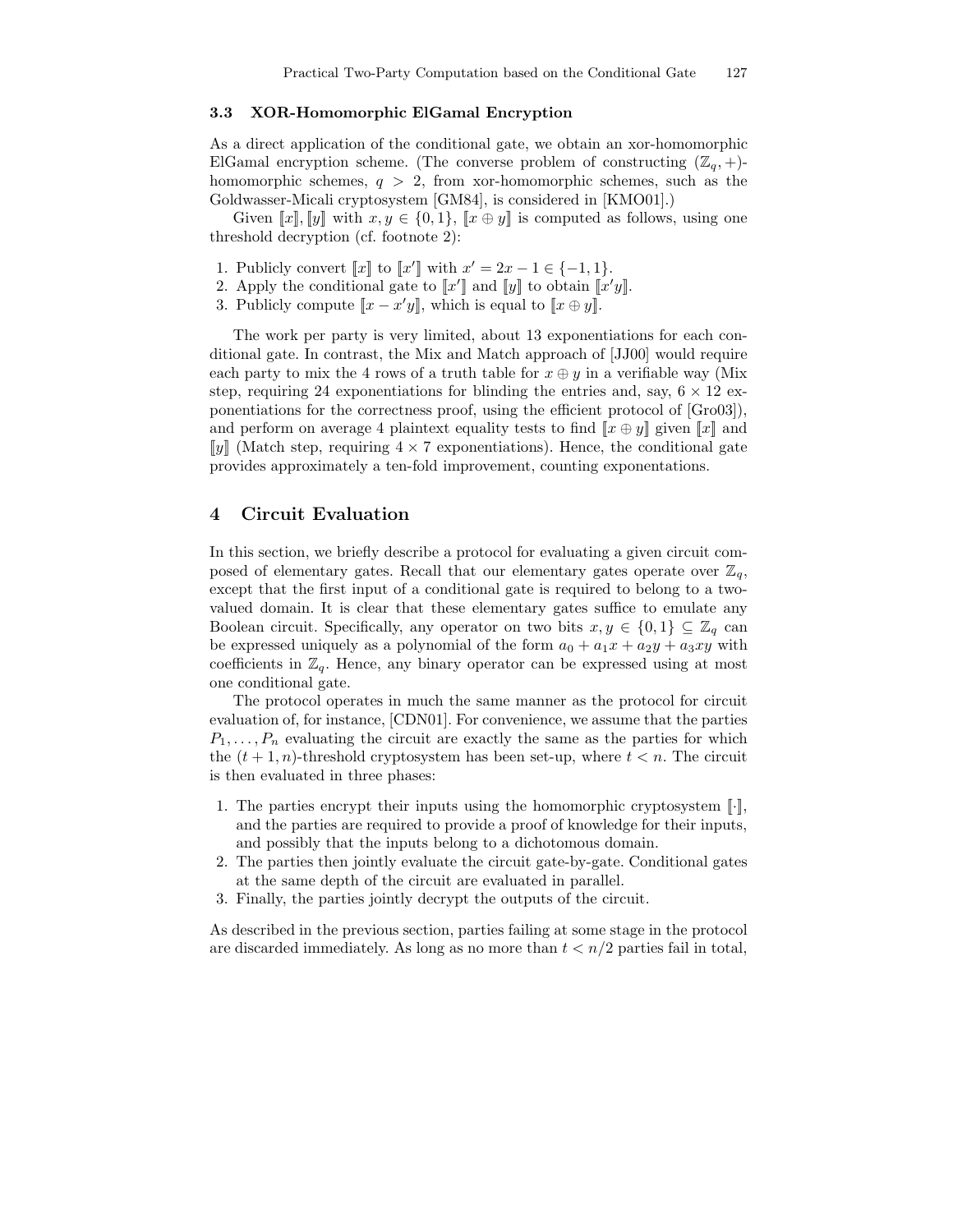### 3.3 XOR-Homomorphic ElGamal Encryption

As a direct application of the conditional gate, we obtain an xor-homomorphic ElGamal encryption scheme. (The converse problem of constructing $(\mathbb{Z}_q, +)$-homomorphic schemes, $q > 2$, from xor-homomorphic schemes, such as the Goldwasser-Micali cryptosystem [GM84], is considered in [KMO01].)

Given $[\![x]\!], [\![y]\!]$ with $x, y \in \{0, 1\}$, $[\![x \oplus y]\!]$ is computed as follows, using one threshold decryption (cf. footnote 2):

1. Publicly convert $[\![x]\!]$ to $[\![x']\!]$ with $x' = 2x - 1 \in \{-1, 1\}$.
2. Apply the conditional gate to $[\![x']\!]$ and $[\![y]\!]$ to obtain $[\![x'y]\!]$.
3. Publicly compute $[\![x - x'y]\!]$, which is equal to $[\![x \oplus y]\!]$.

The work per party is very limited, about 13 exponentiations for each conditional gate. In contrast, the Mix and Match approach of [JJ00] would require each party to mix the 4 rows of a truth table for $x \oplus y$ in a verifiable way (Mix step, requiring 24 exponentiations for blinding the entries and, say, $6 \times 12$ exponentiations for the correctness proof, using the efficient protocol of [Gro03]), and perform on average 4 plaintext equality tests to find $[\![x \oplus y]\!]$ given $[\![x]\!]$ and $[\![y]\!]$ (Match step, requiring $4 \times 7$ exponentiations). Hence, the conditional gate provides approximately a ten-fold improvement, counting exponentations.

## 4 Circuit Evaluation

In this section, we briefly describe a protocol for evaluating a given circuit composed of elementary gates. Recall that our elementary gates operate over $\mathbb{Z}_q$, except that the first input of a conditional gate is required to belong to a two-valued domain. It is clear that these elementary gates suffice to emulate any Boolean circuit. Specifically, any operator on two bits $x, y \in \{0, 1\} \subseteq \mathbb{Z}_q$ can be expressed uniquely as a polynomial of the form $a_0 + a_1 x + a_2 y + a_3 xy$ with coefficients in $\mathbb{Z}_q$. Hence, any binary operator can be expressed using at most one conditional gate.

The protocol operates in much the same manner as the protocol for circuit evaluation of, for instance, [CDN01]. For convenience, we assume that the parties $P_1, \ldots, P_n$ evaluating the circuit are exactly the same as the parties for which the $(t + 1, n)$-threshold cryptosystem has been set-up, where $t < n$. The circuit is then evaluated in three phases:

1. The parties encrypt their inputs using the homomorphic cryptosystem $[\![\cdot]\!]$, and the parties are required to provide a proof of knowledge for their inputs, and possibly that the inputs belong to a dichotomous domain.
2. The parties then jointly evaluate the circuit gate-by-gate. Conditional gates at the same depth of the circuit are evaluated in parallel.
3. Finally, the parties jointly decrypt the outputs of the circuit.

As described in the previous section, parties failing at some stage in the protocol are discarded immediately. As long as no more than $t < n/2$ parties fail in total,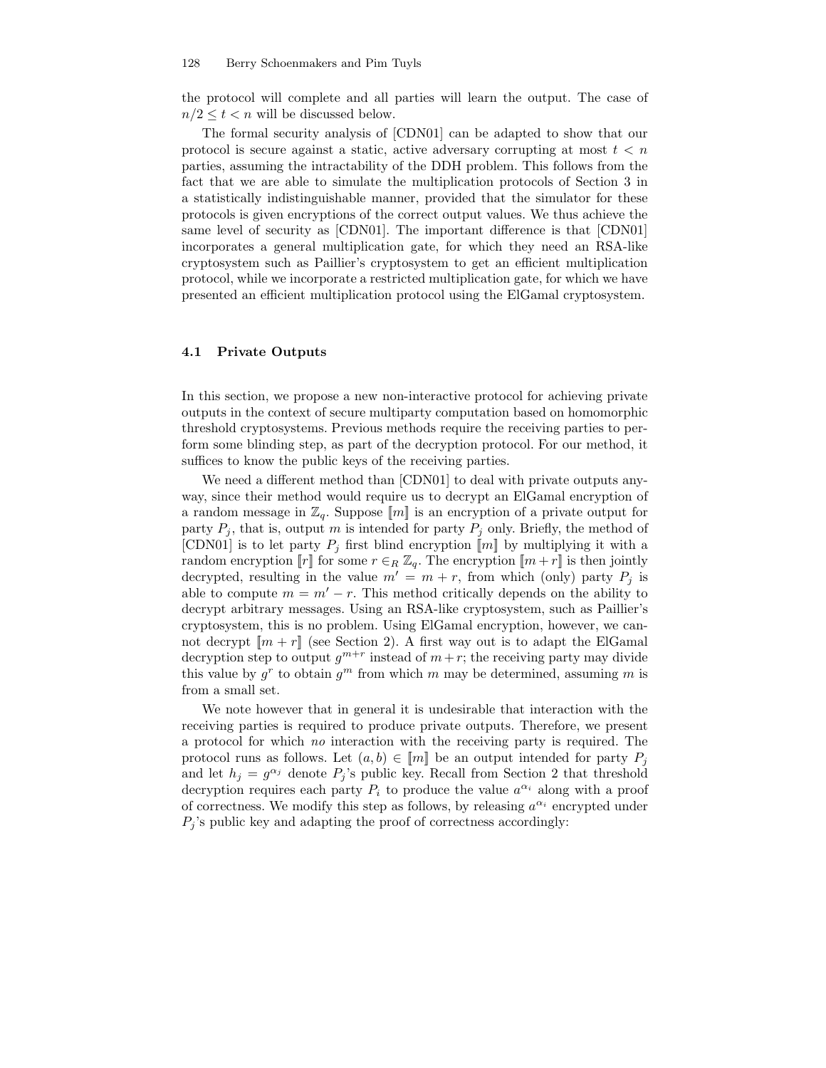the protocol will complete and all parties will learn the output. The case of $n/2 \leq t < n$ will be discussed below.

The formal security analysis of [CDN01] can be adapted to show that our protocol is secure against a static, active adversary corrupting at most $t < n$ parties, assuming the intractability of the DDH problem. This follows from the fact that we are able to simulate the multiplication protocols of Section 3 in a statistically indistinguishable manner, provided that the simulator for these protocols is given encryptions of the correct output values. We thus achieve the same level of security as [CDN01]. The important difference is that [CDN01] incorporates a general multiplication gate, for which they need an RSA-like cryptosystem such as Paillier's cryptosystem to get an efficient multiplication protocol, while we incorporate a restricted multiplication gate, for which we have presented an efficient multiplication protocol using the ElGamal cryptosystem.

### 4.1 Private Outputs

In this section, we propose a new non-interactive protocol for achieving private outputs in the context of secure multiparty computation based on homomorphic threshold cryptosystems. Previous methods require the receiving parties to perform some blinding step, as part of the decryption protocol. For our method, it suffices to know the public keys of the receiving parties.

We need a different method than [CDN01] to deal with private outputs anyway, since their method would require us to decrypt an ElGamal encryption of a random message in $\mathbb{Z}_q$. Suppose $[\![m]\!]$ is an encryption of a private output for party $P_j$, that is, output $m$ is intended for party $P_j$ only. Briefly, the method of [CDN01] is to let party $P_j$ first blind encryption $[\![m]\!]$ by multiplying it with a random encryption $[\![r]\!]$ for some $r \in_R \mathbb{Z}_q$. The encryption $[\![m+r]\!]$ is then jointly decrypted, resulting in the value $m' = m + r$, from which (only) party $P_j$ is able to compute $m = m' - r$. This method critically depends on the ability to decrypt arbitrary messages. Using an RSA-like cryptosystem, such as Paillier's cryptosystem, this is no problem. Using ElGamal encryption, however, we cannot decrypt $[\![m+r]\!]$ (see Section 2). A first way out is to adapt the ElGamal decryption step to output $g^{m+r}$ instead of $m+r$; the receiving party may divide this value by $g^r$ to obtain $g^m$ from which $m$ may be determined, assuming $m$ is from a small set.

We note however that in general it is undesirable that interaction with the receiving parties is required to produce private outputs. Therefore, we present a protocol for which *no* interaction with the receiving party is required. The protocol runs as follows. Let $(a, b) \in [\![m]\!]$ be an output intended for party $P_j$ and let $h_j = g^{\alpha_j}$ denote $P_j$'s public key. Recall from Section 2 that threshold decryption requires each party $P_i$ to produce the value $a^{\alpha_i}$ along with a proof of correctness. We modify this step as follows, by releasing $a^{\alpha_i}$ encrypted under $P_j$'s public key and adapting the proof of correctness accordingly: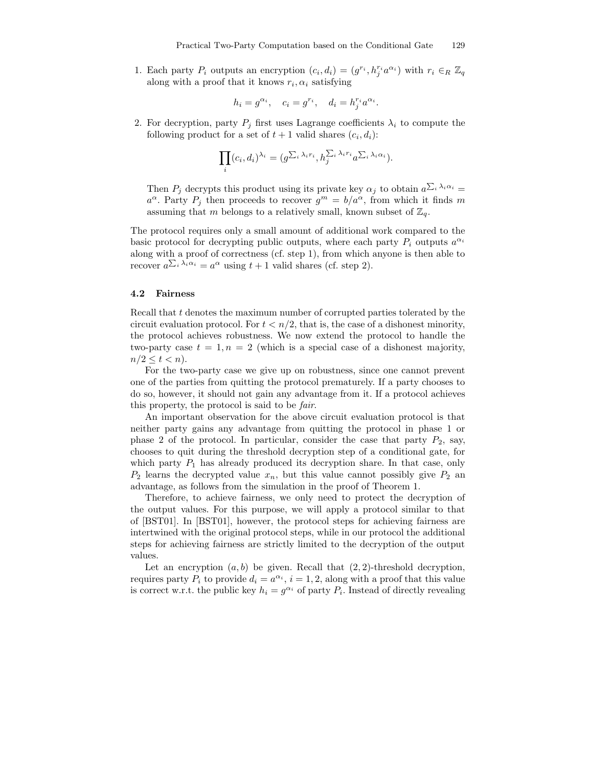1. Each party $P_i$ outputs an encryption $(c_i, d_i) = (g^{r_i}, h_j^{r_i} a^{\alpha_i})$ with $r_i \in_R \mathbb{Z}_q$ along with a proof that it knows $r_i, \alpha_i$ satisfying

$$h_i = g^{\alpha_i}, \quad c_i = g^{r_i}, \quad d_i = h_j^{r_i} a^{\alpha_i}.$$

2. For decryption, party $P_j$ first uses Lagrange coefficients $\lambda_i$ to compute the following product for a set of $t+1$ valid shares $(c_i, d_i)$:

$$\prod_i (c_i, d_i)^{\lambda_i} = (g^{\sum_i \lambda_i r_i}, h_j^{\sum_i \lambda_i r_i} a^{\sum_i \lambda_i \alpha_i}).$$

   Then $P_j$ decrypts this product using its private key $\alpha_j$ to obtain $a^{\sum_i \lambda_i \alpha_i} = a^{\alpha}$. Party $P_j$ then proceeds to recover $g^m = b/a^{\alpha}$, from which it finds $m$ assuming that $m$ belongs to a relatively small, known subset of $\mathbb{Z}_q$.

The protocol requires only a small amount of additional work compared to the basic protocol for decrypting public outputs, where each party $P_i$ outputs $a^{\alpha_i}$ along with a proof of correctness (cf. step 1), from which anyone is then able to recover $a^{\sum_i \lambda_i \alpha_i} = a^{\alpha}$ using $t+1$ valid shares (cf. step 2).

### 4.2 Fairness

Recall that $t$ denotes the maximum number of corrupted parties tolerated by the circuit evaluation protocol. For $t < n/2$, that is, the case of a dishonest minority, the protocol achieves robustness. We now extend the protocol to handle the two-party case $t = 1, n = 2$ (which is a special case of a dishonest majority, $n/2 \leq t < n$).

For the two-party case we give up on robustness, since one cannot prevent one of the parties from quitting the protocol prematurely. If a party chooses to do so, however, it should not gain any advantage from it. If a protocol achieves this property, the protocol is said to be *fair*.

An important observation for the above circuit evaluation protocol is that neither party gains any advantage from quitting the protocol in phase 1 or phase 2 of the protocol. In particular, consider the case that party $P_2$, say, chooses to quit during the threshold decryption step of a conditional gate, for which party $P_1$ has already produced its decryption share. In that case, only $P_2$ learns the decrypted value $x_n$, but this value cannot possibly give $P_2$ an advantage, as follows from the simulation in the proof of Theorem 1.

Therefore, to achieve fairness, we only need to protect the decryption of the output values. For this purpose, we will apply a protocol similar to that of [BST01]. In [BST01], however, the protocol steps for achieving fairness are intertwined with the original protocol steps, while in our protocol the additional steps for achieving fairness are strictly limited to the decryption of the output values.

Let an encryption $(a, b)$ be given. Recall that $(2, 2)$-threshold decryption, requires party $P_i$ to provide $d_i = a^{\alpha_i}$, $i = 1, 2$, along with a proof that this value is correct w.r.t. the public key $h_i = g^{\alpha_i}$ of party $P_i$. Instead of directly revealing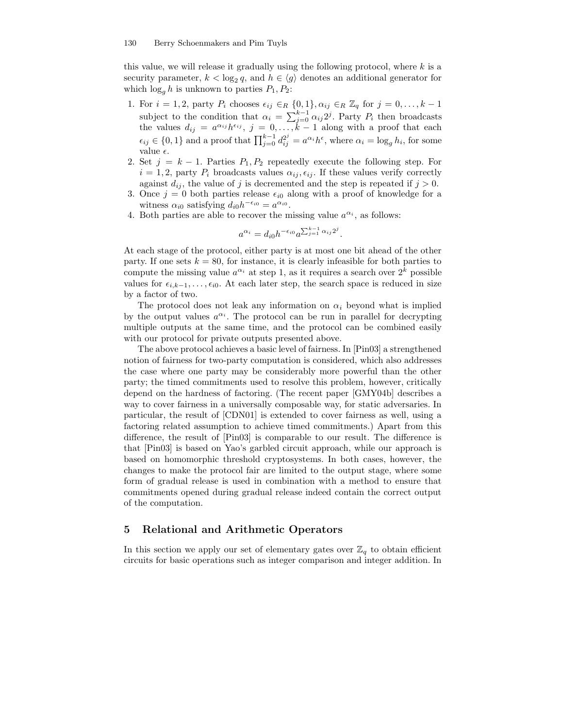this value, we will release it gradually using the following protocol, where $k$ is a security parameter, $k < \log_2 q$, and $h \in \langle g \rangle$ denotes an additional generator for which $\log_g h$ is unknown to parties $P_1, P_2$:

1. For $i = 1, 2$, party $P_i$ chooses $\epsilon_{ij} \in_R \{0, 1\}, \alpha_{ij} \in_R \mathbb{Z}_q$ for $j = 0, \ldots, k-1$ subject to the condition that $\alpha_i = \sum_{j=0}^{k-1} \alpha_{ij} 2^j$. Party $P_i$ then broadcasts the values $d_{ij} = a^{\alpha_{ij}} h^{\epsilon_{ij}}$, $j = 0, \ldots, k-1$ along with a proof that each $\epsilon_{ij} \in \{0, 1\}$ and a proof that $\prod_{j=0}^{k-1} d_{ij}^{2^j} = a^{\alpha_i} h^{\epsilon}$, where $\alpha_i = \log_g h_i$, for some value $\epsilon$.
2. Set $j = k-1$. Parties $P_1, P_2$ repeatedly execute the following step. For $i = 1, 2$, party $P_i$ broadcasts values $\alpha_{ij}, \epsilon_{ij}$. If these values verify correctly against $d_{ij}$, the value of $j$ is decremented and the step is repeated if $j > 0$.
3. Once $j = 0$ both parties release $\epsilon_{i0}$ along with a proof of knowledge for a witness $\alpha_{i0}$ satisfying $d_{i0} h^{-\epsilon_{i0}} = a^{\alpha_{i0}}$.
4. Both parties are able to recover the missing value $a^{\alpha_i}$, as follows:

$$a^{\alpha_i} = d_{i0} h^{-\epsilon_{i0}} a^{\sum_{j=1}^{k-1} \alpha_{ij} 2^j}.$$

At each stage of the protocol, either party is at most one bit ahead of the other party. If one sets $k = 80$, for instance, it is clearly infeasible for both parties to compute the missing value $a^{\alpha_i}$ at step 1, as it requires a search over $2^k$ possible values for $\epsilon_{i,k-1}, \ldots, \epsilon_{i0}$. At each later step, the search space is reduced in size by a factor of two.

The protocol does not leak any information on $\alpha_i$ beyond what is implied by the output values $a^{\alpha_i}$. The protocol can be run in parallel for decrypting multiple outputs at the same time, and the protocol can be combined easily with our protocol for private outputs presented above.

The above protocol achieves a basic level of fairness. In [Pin03] a strengthened notion of fairness for two-party computation is considered, which also addresses the case where one party may be considerably more powerful than the other party; the timed commitments used to resolve this problem, however, critically depend on the hardness of factoring. (The recent paper [GMY04b] describes a way to cover fairness in a universally composable way, for static adversaries. In particular, the result of [CDN01] is extended to cover fairness as well, using a factoring related assumption to achieve timed commitments.) Apart from this difference, the result of [Pin03] is comparable to our result. The difference is that [Pin03] is based on Yao's garbled circuit approach, while our approach is based on homomorphic threshold cryptosystems. In both cases, however, the changes to make the protocol fair are limited to the output stage, where some form of gradual release is used in combination with a method to ensure that commitments opened during gradual release indeed contain the correct output of the computation.

## 5 Relational and Arithmetic Operators

In this section we apply our set of elementary gates over $\mathbb{Z}_q$ to obtain efficient circuits for basic operations such as integer comparison and integer addition. In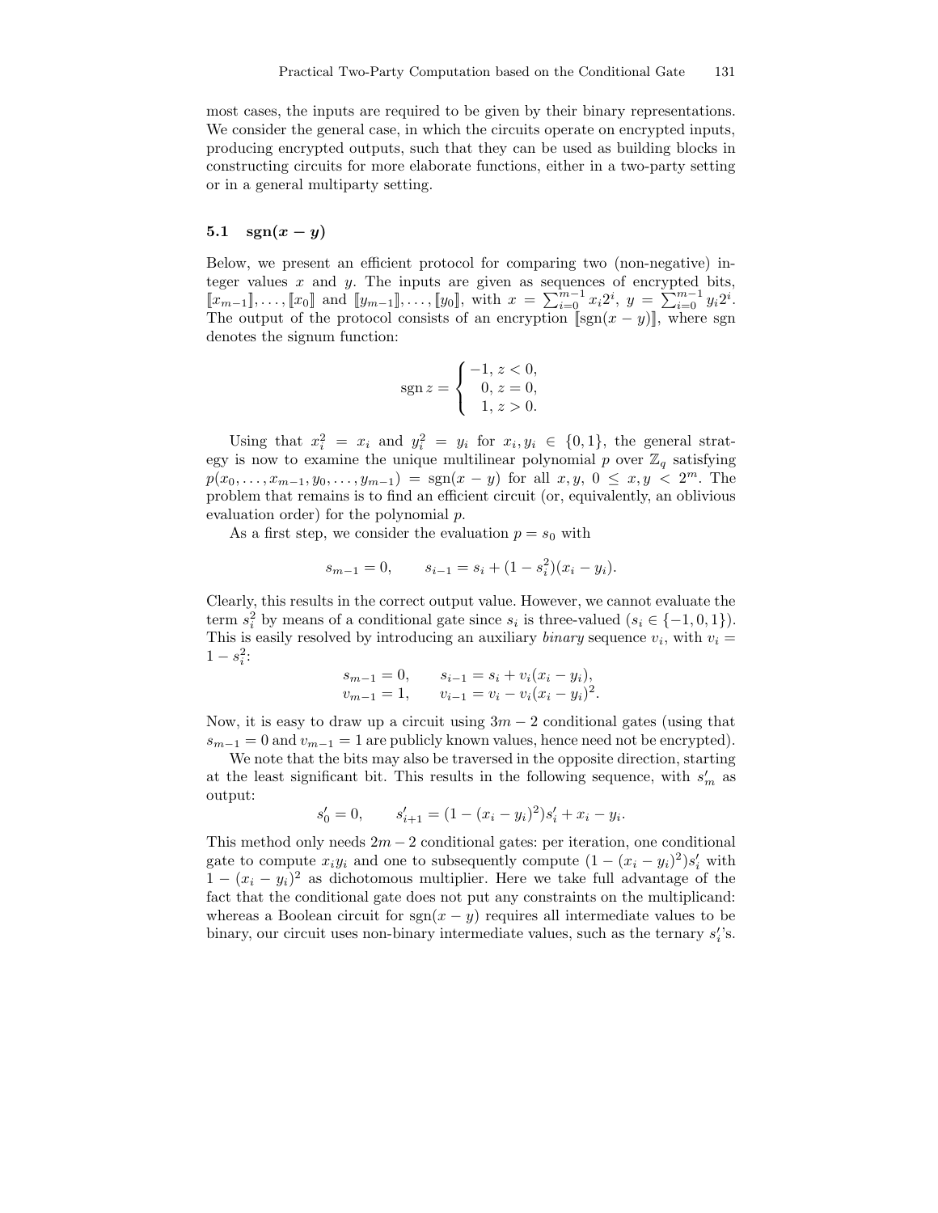most cases, the inputs are required to be given by their binary representations. We consider the general case, in which the circuits operate on encrypted inputs, producing encrypted outputs, such that they can be used as building blocks in constructing circuits for more elaborate functions, either in a two-party setting or in a general multiparty setting.

### 5.1 $\mathbf{sgn}(x - y)$

Below, we present an efficient protocol for comparing two (non-negative) integer values $x$ and $y$. The inputs are given as sequences of encrypted bits, $[\![x_{m-1}]\!], \ldots, [\![x_0]\!]$ and $[\![y_{m-1}]\!], \ldots, [\![y_0]\!]$, with $x = \sum_{i=0}^{m-1} x_i 2^i$, $y = \sum_{i=0}^{m-1} y_i 2^i$. The output of the protocol consists of an encryption $[\![\mathrm{sgn}(x-y)]\!]$, where sgn denotes the signum function:

$$\mathrm{sgn}\, z = \begin{cases} -1, & z < 0, \\ \phantom{-}0, & z = 0, \\ \phantom{-}1, & z > 0. \end{cases}$$

Using that $x_i^2 = x_i$ and $y_i^2 = y_i$ for $x_i, y_i \in \{0, 1\}$, the general strategy is now to examine the unique multilinear polynomial $p$ over $\mathbb{Z}_q$ satisfying $p(x_0, \ldots, x_{m-1}, y_0, \ldots, y_{m-1}) = \mathrm{sgn}(x - y)$ for all $x, y$, $0 \le x, y < 2^m$. The problem that remains is to find an efficient circuit (or, equivalently, an oblivious evaluation order) for the polynomial $p$.

As a first step, we consider the evaluation $p = s_0$ with

$$s_{m-1} = 0, \qquad s_{i-1} = s_i + (1 - s_i^2)(x_i - y_i).$$

Clearly, this results in the correct output value. However, we cannot evaluate the term $s_i^2$ by means of a conditional gate since $s_i$ is three-valued ($s_i \in \{-1, 0, 1\}$). This is easily resolved by introducing an auxiliary *binary* sequence $v_i$, with $v_i = 1 - s_i^2$:

$$\begin{aligned} s_{m-1} &= 0, \qquad & s_{i-1} &= s_i + v_i(x_i - y_i), \\ v_{m-1} &= 1, \qquad & v_{i-1} &= v_i - v_i(x_i - y_i)^2. \end{aligned}$$

Now, it is easy to draw up a circuit using $3m - 2$ conditional gates (using that $s_{m-1} = 0$ and $v_{m-1} = 1$ are publicly known values, hence need not be encrypted).

We note that the bits may also be traversed in the opposite direction, starting at the least significant bit. This results in the following sequence, with $s'_m$ as output:

$$s'_0 = 0, \qquad s'_{i+1} = (1 - (x_i - y_i)^2)s'_i + x_i - y_i.$$

This method only needs $2m - 2$ conditional gates: per iteration, one conditional gate to compute $x_i y_i$ and one to subsequently compute $(1 - (x_i - y_i)^2)s'_i$ with $1 - (x_i - y_i)^2$ as dichotomous multiplier. Here we take full advantage of the fact that the conditional gate does not put any constraints on the multiplicand: whereas a Boolean circuit for $\mathrm{sgn}(x - y)$ requires all intermediate values to be binary, our circuit uses non-binary intermediate values, such as the ternary $s'_i$'s.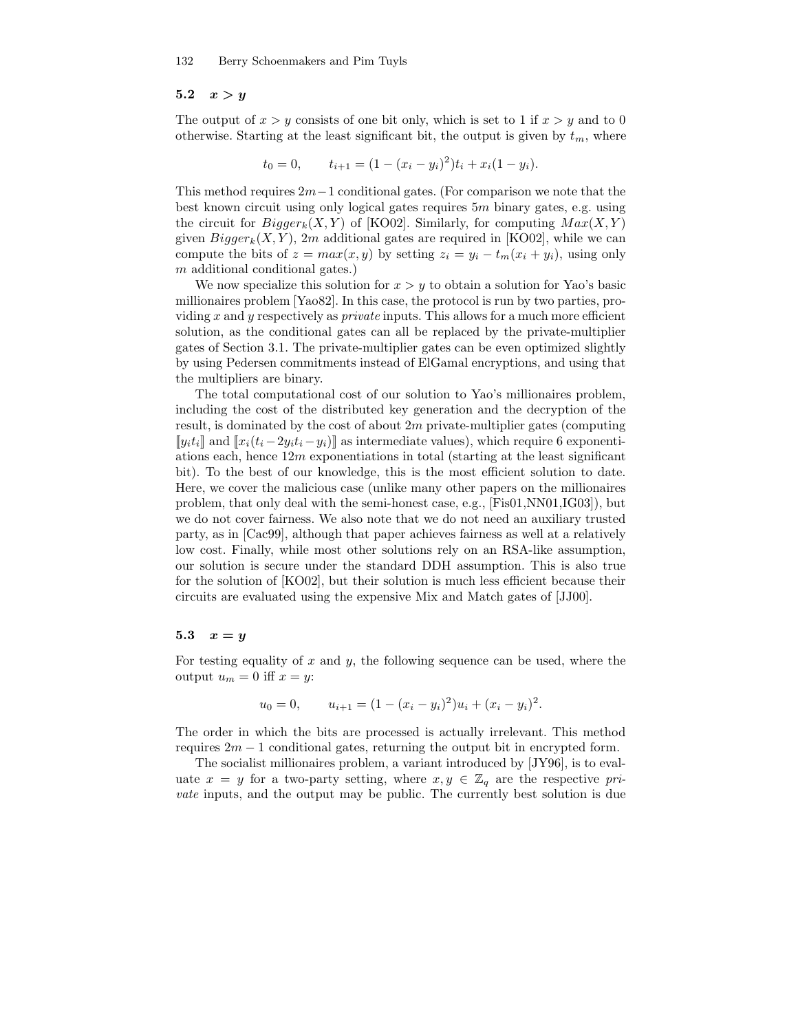### 5.2 $x > y$

The output of $x > y$ consists of one bit only, which is set to 1 if $x > y$ and to 0 otherwise. Starting at the least significant bit, the output is given by $t_m$, where

$$t_0 = 0, \qquad t_{i+1} = (1 - (x_i - y_i)^2)t_i + x_i(1 - y_i).$$

This method requires $2m-1$ conditional gates. (For comparison we note that the best known circuit using only logical gates requires $5m$ binary gates, e.g. using the circuit for $Bigger_k(X, Y)$ of [KO02]. Similarly, for computing $Max(X, Y)$ given $Bigger_k(X, Y)$, $2m$ additional gates are required in [KO02], while we can compute the bits of $z = max(x, y)$ by setting $z_i = y_i - t_m(x_i + y_i)$, using only $m$ additional conditional gates.)

We now specialize this solution for $x > y$ to obtain a solution for Yao's basic millionaires problem [Yao82]. In this case, the protocol is run by two parties, providing $x$ and $y$ respectively as *private* inputs. This allows for a much more efficient solution, as the conditional gates can all be replaced by the private-multiplier gates of Section 3.1. The private-multiplier gates can be even optimized slightly by using Pedersen commitments instead of ElGamal encryptions, and using that the multipliers are binary.

The total computational cost of our solution to Yao's millionaires problem, including the cost of the distributed key generation and the decryption of the result, is dominated by the cost of about $2m$ private-multiplier gates (computing $[\![y_i t_i]\!]$ and $[\![x_i(t_i - 2y_i t_i - y_i)]\!]$ as intermediate values), which require 6 exponentiations each, hence $12m$ exponentiations in total (starting at the least significant bit). To the best of our knowledge, this is the most efficient solution to date. Here, we cover the malicious case (unlike many other papers on the millionaires problem, that only deal with the semi-honest case, e.g., [Fis01,NN01,IG03]), but we do not cover fairness. We also note that we do not need an auxiliary trusted party, as in [Cac99], although that paper achieves fairness as well at a relatively low cost. Finally, while most other solutions rely on an RSA-like assumption, our solution is secure under the standard DDH assumption. This is also true for the solution of [KO02], but their solution is much less efficient because their circuits are evaluated using the expensive Mix and Match gates of [JJ00].

### 5.3 $x = y$

For testing equality of $x$ and $y$, the following sequence can be used, where the output $u_m = 0$ iff $x = y$:

$$u_0 = 0, \qquad u_{i+1} = (1 - (x_i - y_i)^2)u_i + (x_i - y_i)^2.$$

The order in which the bits are processed is actually irrelevant. This method requires $2m - 1$ conditional gates, returning the output bit in encrypted form.

The socialist millionaires problem, a variant introduced by [JY96], is to evaluate $x = y$ for a two-party setting, where $x, y \in \mathbb{Z}_q$ are the respective *private* inputs, and the output may be public. The currently best solution is due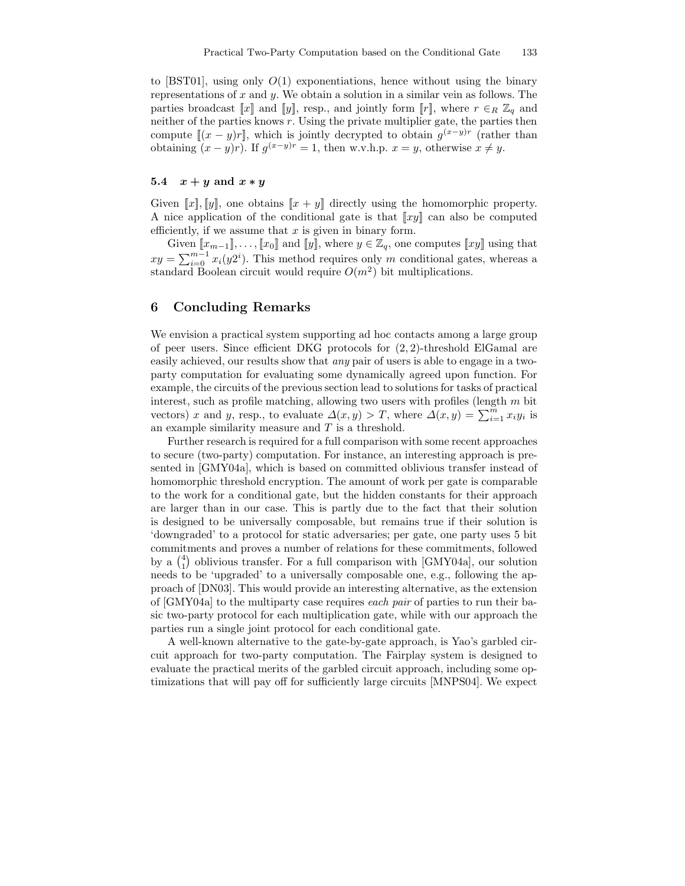to [BST01], using only $O(1)$ exponentiations, hence without using the binary representations of $x$ and $y$. We obtain a solution in a similar vein as follows. The parties broadcast $[\![x]\!]$ and $[\![y]\!]$, resp., and jointly form $[\![r]\!]$, where $r \in_R \mathbb{Z}_q$ and neither of the parties knows $r$. Using the private multiplier gate, the parties then compute $[\![(x-y)r]\!]$, which is jointly decrypted to obtain $g^{(x-y)r}$ (rather than obtaining $(x-y)r$). If $g^{(x-y)r} = 1$, then w.v.h.p. $x = y$, otherwise $x \neq y$.

### 5.4 $x + y$ and $x * y$

Given $[\![x]\!], [\![y]\!]$, one obtains $[\![x+y]\!]$ directly using the homomorphic property. A nice application of the conditional gate is that $[\![xy]\!]$ can also be computed efficiently, if we assume that $x$ is given in binary form.

Given $[\![x_{m-1}]\!], \ldots, [\![x_0]\!]$ and $[\![y]\!]$, where $y \in \mathbb{Z}_q$, one computes $[\![xy]\!]$ using that $xy = \sum_{i=0}^{m-1} x_i(y2^i)$. This method requires only $m$ conditional gates, whereas a standard Boolean circuit would require $O(m^2)$ bit multiplications.

## 6 Concluding Remarks

We envision a practical system supporting ad hoc contacts among a large group of peer users. Since efficient DKG protocols for $(2,2)$-threshold ElGamal are easily achieved, our results show that *any* pair of users is able to engage in a two-party computation for evaluating some dynamically agreed upon function. For example, the circuits of the previous section lead to solutions for tasks of practical interest, such as profile matching, allowing two users with profiles (length $m$ bit vectors) $x$ and $y$, resp., to evaluate $\Delta(x,y) > T$, where $\Delta(x,y) = \sum_{i=1}^{m} x_i y_i$ is an example similarity measure and $T$ is a threshold.

Further research is required for a full comparison with some recent approaches to secure (two-party) computation. For instance, an interesting approach is presented in [GMY04a], which is based on committed oblivious transfer instead of homomorphic threshold encryption. The amount of work per gate is comparable to the work for a conditional gate, but the hidden constants for their approach are larger than in our case. This is partly due to the fact that their solution is designed to be universally composable, but remains true if their solution is 'downgraded' to a protocol for static adversaries; per gate, one party uses 5 bit commitments and proves a number of relations for these commitments, followed by a $\binom{4}{1}$ oblivious transfer. For a full comparison with [GMY04a], our solution needs to be 'upgraded' to a universally composable one, e.g., following the approach of [DN03]. This would provide an interesting alternative, as the extension of [GMY04a] to the multiparty case requires *each pair* of parties to run their basic two-party protocol for each multiplication gate, while with our approach the parties run a single joint protocol for each conditional gate.

A well-known alternative to the gate-by-gate approach, is Yao's garbled circuit approach for two-party computation. The Fairplay system is designed to evaluate the practical merits of the garbled circuit approach, including some optimizations that will pay off for sufficiently large circuits [MNPS04]. We expect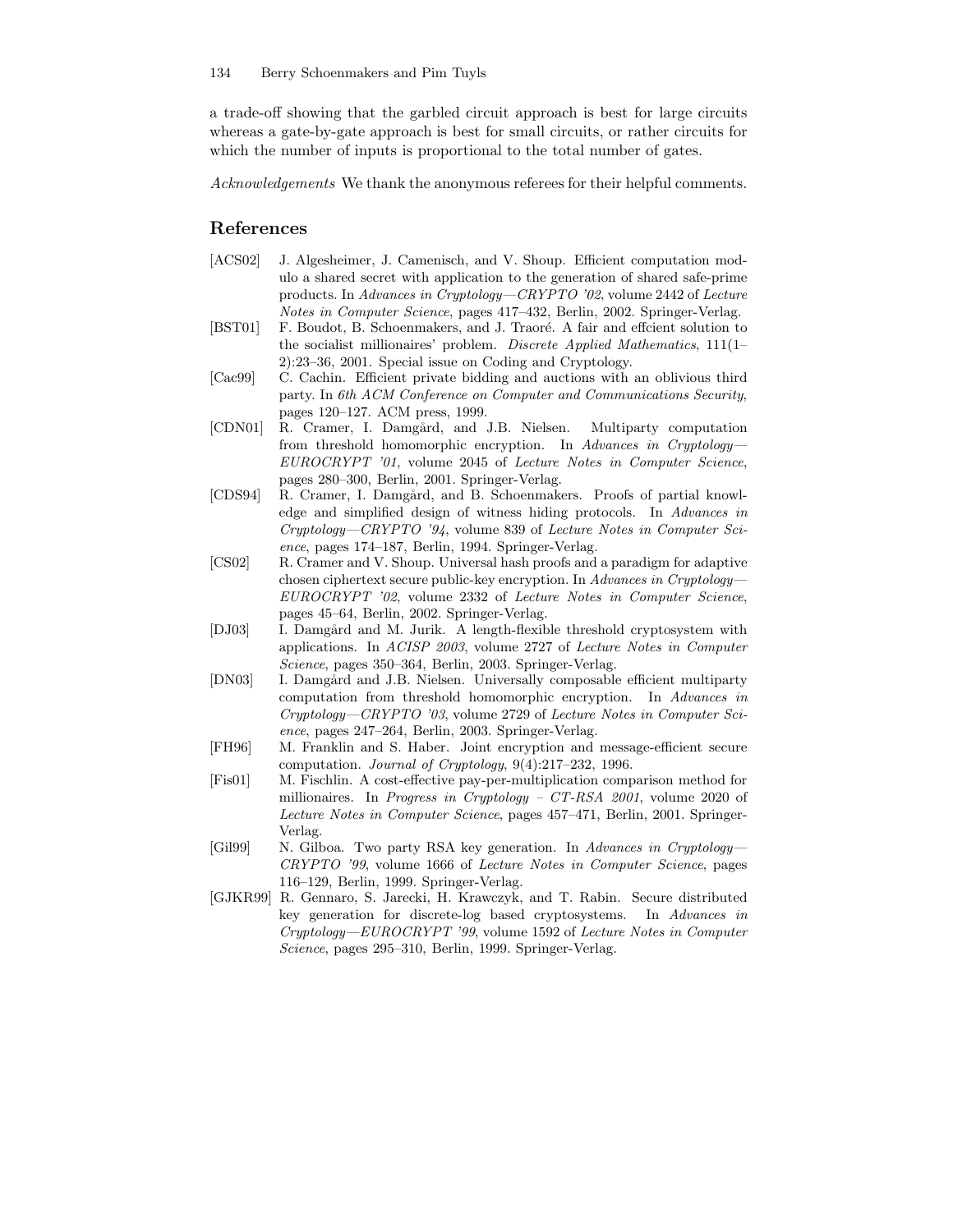a trade-off showing that the garbled circuit approach is best for large circuits whereas a gate-by-gate approach is best for small circuits, or rather circuits for which the number of inputs is proportional to the total number of gates.

*Acknowledgements* We thank the anonymous referees for their helpful comments.

## References

[ACS02] J. Algesheimer, J. Camenisch, and V. Shoup. Efficient computation modulo a shared secret with application to the generation of shared safe-prime products. In *Advances in Cryptology—CRYPTO '02*, volume 2442 of *Lecture Notes in Computer Science*, pages 417–432, Berlin, 2002. Springer-Verlag.

[BST01] F. Boudot, B. Schoenmakers, and J. Traoré. A fair and effcient solution to the socialist millionaires' problem. *Discrete Applied Mathematics*, 111(1–2):23–36, 2001. Special issue on Coding and Cryptology.

[Cac99] C. Cachin. Efficient private bidding and auctions with an oblivious third party. In *6th ACM Conference on Computer and Communications Security*, pages 120–127. ACM press, 1999.

[CDN01] R. Cramer, I. Damgård, and J.B. Nielsen. Multiparty computation from threshold homomorphic encryption. In *Advances in Cryptology—EUROCRYPT '01*, volume 2045 of *Lecture Notes in Computer Science*, pages 280–300, Berlin, 2001. Springer-Verlag.

[CDS94] R. Cramer, I. Damgård, and B. Schoenmakers. Proofs of partial knowledge and simplified design of witness hiding protocols. In *Advances in Cryptology—CRYPTO '94*, volume 839 of *Lecture Notes in Computer Science*, pages 174–187, Berlin, 1994. Springer-Verlag.

[CS02] R. Cramer and V. Shoup. Universal hash proofs and a paradigm for adaptive chosen ciphertext secure public-key encryption. In *Advances in Cryptology—EUROCRYPT '02*, volume 2332 of *Lecture Notes in Computer Science*, pages 45–64, Berlin, 2002. Springer-Verlag.

[DJ03] I. Damgård and M. Jurik. A length-flexible threshold cryptosystem with applications. In *ACISP 2003*, volume 2727 of *Lecture Notes in Computer Science*, pages 350–364, Berlin, 2003. Springer-Verlag.

[DN03] I. Damgård and J.B. Nielsen. Universally composable efficient multiparty computation from threshold homomorphic encryption. In *Advances in Cryptology—CRYPTO '03*, volume 2729 of *Lecture Notes in Computer Science*, pages 247–264, Berlin, 2003. Springer-Verlag.

[FH96] M. Franklin and S. Haber. Joint encryption and message-efficient secure computation. *Journal of Cryptology*, 9(4):217–232, 1996.

[Fis01] M. Fischlin. A cost-effective pay-per-multiplication comparison method for millionaires. In *Progress in Cryptology – CT-RSA 2001*, volume 2020 of *Lecture Notes in Computer Science*, pages 457–471, Berlin, 2001. Springer-Verlag.

[Gil99] N. Gilboa. Two party RSA key generation. In *Advances in Cryptology—CRYPTO '99*, volume 1666 of *Lecture Notes in Computer Science*, pages 116–129, Berlin, 1999. Springer-Verlag.

[GJKR99] R. Gennaro, S. Jarecki, H. Krawczyk, and T. Rabin. Secure distributed key generation for discrete-log based cryptosystems. In *Advances in Cryptology—EUROCRYPT '99*, volume 1592 of *Lecture Notes in Computer Science*, pages 295–310, Berlin, 1999. Springer-Verlag.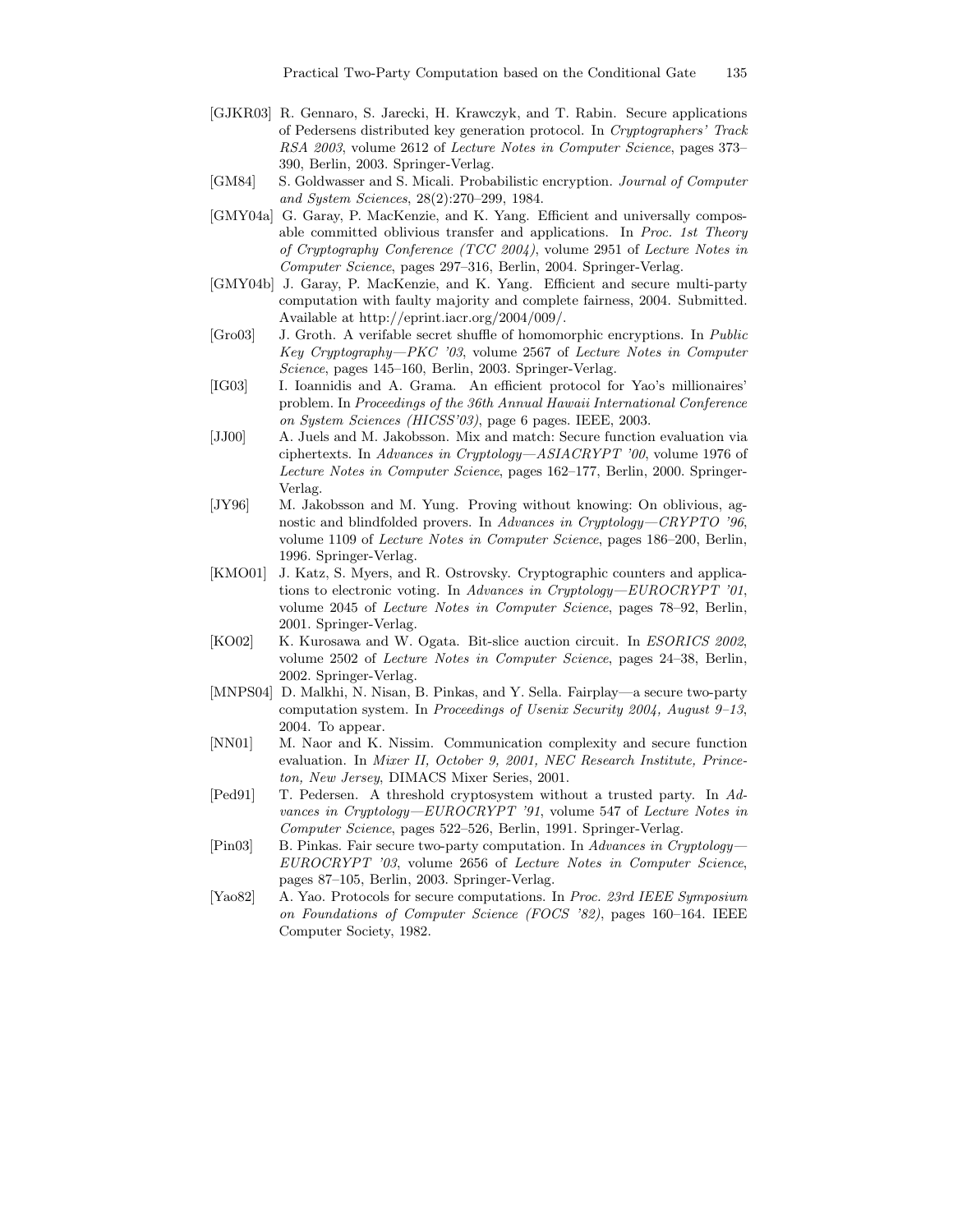- [GJKR03] R. Gennaro, S. Jarecki, H. Krawczyk, and T. Rabin. Secure applications of Pedersens distributed key generation protocol. In *Cryptographers' Track RSA 2003*, volume 2612 of *Lecture Notes in Computer Science*, pages 373–390, Berlin, 2003. Springer-Verlag.
- [GM84] S. Goldwasser and S. Micali. Probabilistic encryption. *Journal of Computer and System Sciences*, 28(2):270–299, 1984.
- [GMY04a] G. Garay, P. MacKenzie, and K. Yang. Efficient and universally composable committed oblivious transfer and applications. In *Proc. 1st Theory of Cryptography Conference (TCC 2004)*, volume 2951 of *Lecture Notes in Computer Science*, pages 297–316, Berlin, 2004. Springer-Verlag.
- [GMY04b] J. Garay, P. MacKenzie, and K. Yang. Efficient and secure multi-party computation with faulty majority and complete fairness, 2004. Submitted. Available at http://eprint.iacr.org/2004/009/.
- [Gro03] J. Groth. A verifable secret shuffle of homomorphic encryptions. In *Public Key Cryptography—PKC '03*, volume 2567 of *Lecture Notes in Computer Science*, pages 145–160, Berlin, 2003. Springer-Verlag.
- [IG03] I. Ioannidis and A. Grama. An efficient protocol for Yao's millionaires' problem. In *Proceedings of the 36th Annual Hawaii International Conference on System Sciences (HICSS'03)*, page 6 pages. IEEE, 2003.
- [JJ00] A. Juels and M. Jakobsson. Mix and match: Secure function evaluation via ciphertexts. In *Advances in Cryptology—ASIACRYPT '00*, volume 1976 of *Lecture Notes in Computer Science*, pages 162–177, Berlin, 2000. Springer-Verlag.
- [JY96] M. Jakobsson and M. Yung. Proving without knowing: On oblivious, agnostic and blindfolded provers. In *Advances in Cryptology—CRYPTO '96*, volume 1109 of *Lecture Notes in Computer Science*, pages 186–200, Berlin, 1996. Springer-Verlag.
- [KMO01] J. Katz, S. Myers, and R. Ostrovsky. Cryptographic counters and applications to electronic voting. In *Advances in Cryptology—EUROCRYPT '01*, volume 2045 of *Lecture Notes in Computer Science*, pages 78–92, Berlin, 2001. Springer-Verlag.
- [KO02] K. Kurosawa and W. Ogata. Bit-slice auction circuit. In *ESORICS 2002*, volume 2502 of *Lecture Notes in Computer Science*, pages 24–38, Berlin, 2002. Springer-Verlag.
- [MNPS04] D. Malkhi, N. Nisan, B. Pinkas, and Y. Sella. Fairplay—a secure two-party computation system. In *Proceedings of Usenix Security 2004, August 9–13*, 2004. To appear.
- [NN01] M. Naor and K. Nissim. Communication complexity and secure function evaluation. In *Mixer II, October 9, 2001, NEC Research Institute, Princeton, New Jersey*, DIMACS Mixer Series, 2001.
- [Ped91] T. Pedersen. A threshold cryptosystem without a trusted party. In *Advances in Cryptology—EUROCRYPT '91*, volume 547 of *Lecture Notes in Computer Science*, pages 522–526, Berlin, 1991. Springer-Verlag.
- [Pin03] B. Pinkas. Fair secure two-party computation. In *Advances in Cryptology—EUROCRYPT '03*, volume 2656 of *Lecture Notes in Computer Science*, pages 87–105, Berlin, 2003. Springer-Verlag.
- [Yao82] A. Yao. Protocols for secure computations. In *Proc. 23rd IEEE Symposium on Foundations of Computer Science (FOCS '82)*, pages 160–164. IEEE Computer Society, 1982.